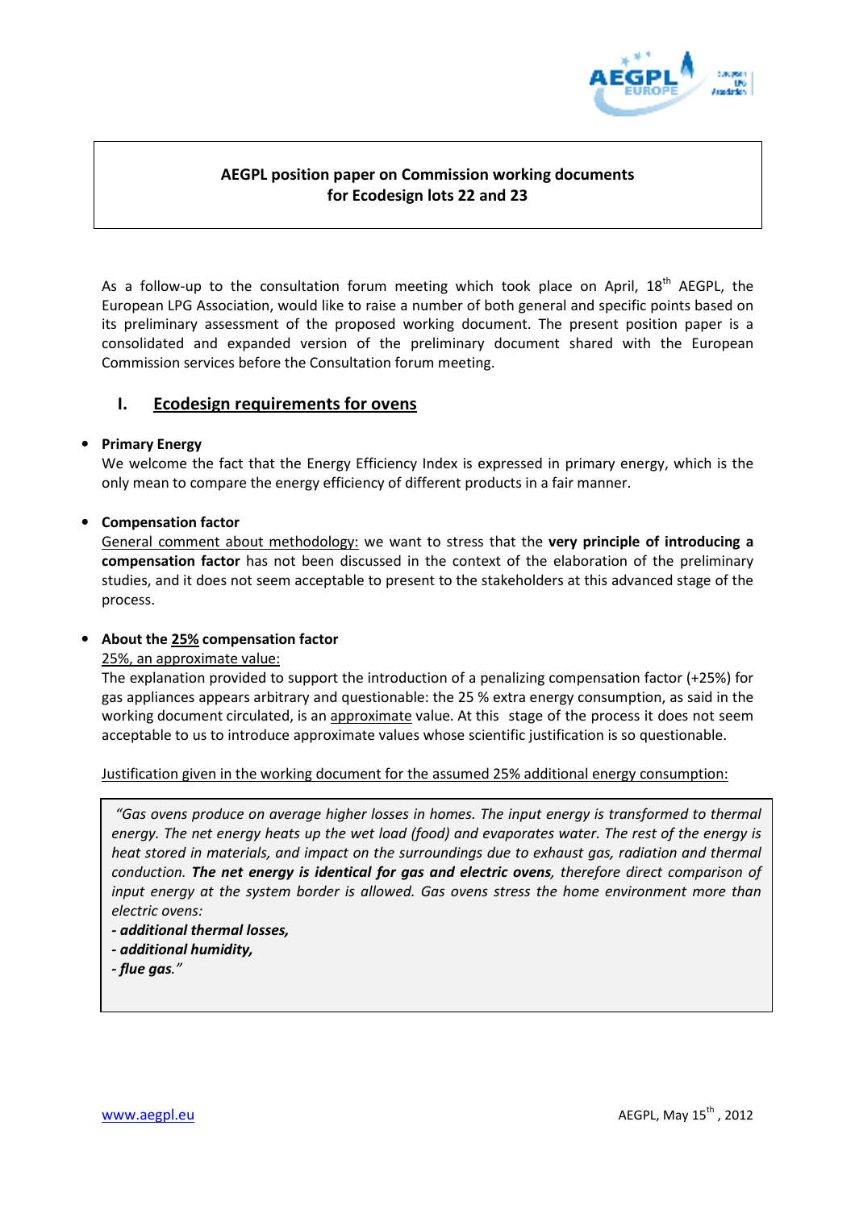# AEGPL position paper on Commission working documents for Ecodesign lots 22 and 23

As a follow-up to the consultation forum meeting which took place on April, 18th AEGPL, the European LPG Association, would like to raise a number of both general and specific points based on its preliminary assessment of the proposed working document. The present position paper is a consolidated and expanded version of the preliminary document shared with the European Commission services before the Consultation forum meeting.

## I. Ecodesign requirements for ovens

- **Primary Energy**
  We welcome the fact that the Energy Efficiency Index is expressed in primary energy, which is the only mean to compare the energy efficiency of different products in a fair manner.

- **Compensation factor**
  General comment about methodology: we want to stress that the **very principle of introducing a compensation factor** has not been discussed in the context of the elaboration of the preliminary studies, and it does not seem acceptable to present to the stakeholders at this advanced stage of the process.

- **About the 25% compensation factor**
  25%, an approximate value:
  The explanation provided to support the introduction of a penalizing compensation factor (+25%) for gas appliances appears arbitrary and questionable: the 25 % extra energy consumption, as said in the working document circulated, is an approximate value. At this stage of the process it does not seem acceptable to us to introduce approximate values whose scientific justification is so questionable.

Justification given in the working document for the assumed 25% additional energy consumption:

> *"Gas ovens produce on average higher losses in homes. The input energy is transformed to thermal energy. The net energy heats up the wet load (food) and evaporates water. The rest of the energy is heat stored in materials, and impact on the surroundings due to exhaust gas, radiation and thermal conduction. **The net energy is identical for gas and electric ovens**, therefore direct comparison of input energy at the system border is allowed. Gas ovens stress the home environment more than electric ovens:*
> ***- additional thermal losses,***
> ***- additional humidity,***
> ***- flue gas.**"*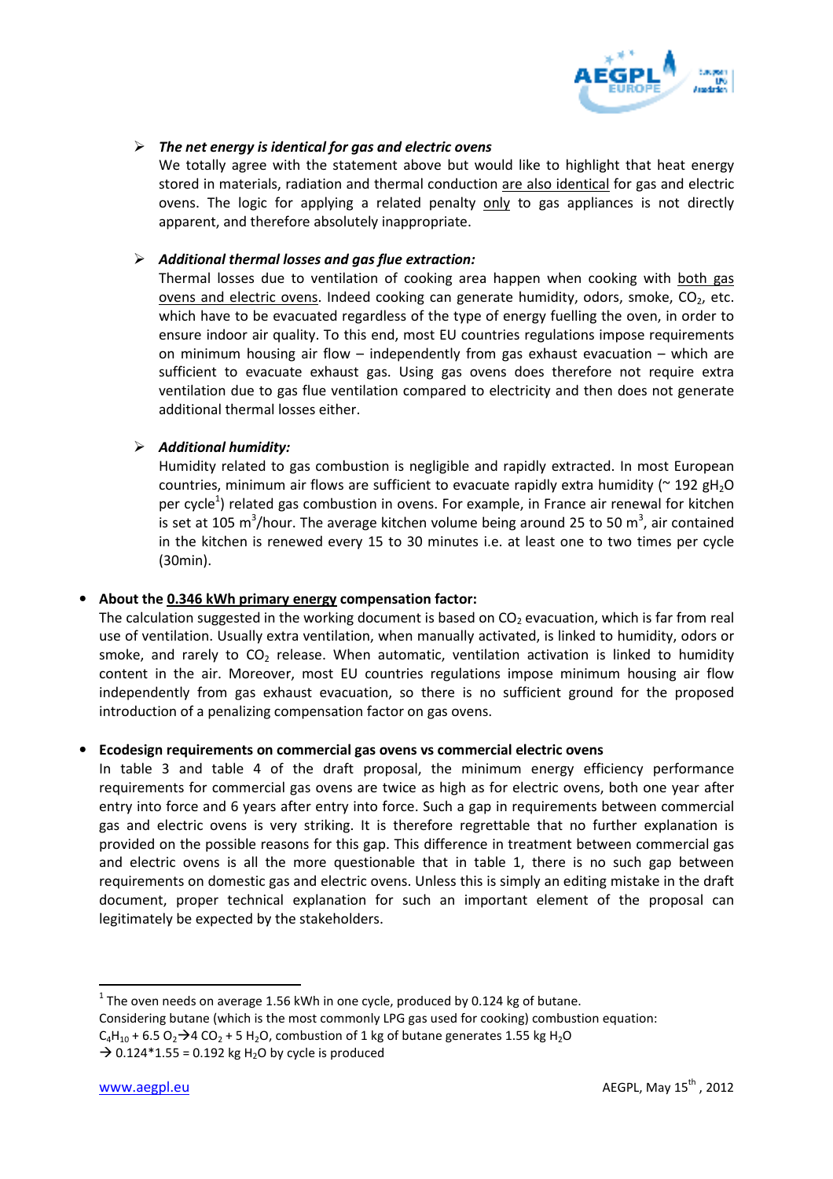- ***The net energy is identical for gas and electric ovens***

  We totally agree with the statement above but would like to highlight that heat energy stored in materials, radiation and thermal conduction are also identical for gas and electric ovens. The logic for applying a related penalty only to gas appliances is not directly apparent, and therefore absolutely inappropriate.

- ***Additional thermal losses and gas flue extraction:***

  Thermal losses due to ventilation of cooking area happen when cooking with both gas ovens and electric ovens. Indeed cooking can generate humidity, odors, smoke, $CO_2$, etc. which have to be evacuated regardless of the type of energy fuelling the oven, in order to ensure indoor air quality. To this end, most EU countries regulations impose requirements on minimum housing air flow – independently from gas exhaust evacuation – which are sufficient to evacuate exhaust gas. Using gas ovens does therefore not require extra ventilation due to gas flue ventilation compared to electricity and then does not generate additional thermal losses either.

- ***Additional humidity:***

  Humidity related to gas combustion is negligible and rapidly extracted. In most European countries, minimum air flows are sufficient to evacuate rapidly extra humidity (~ 192 $gH_2O$ per cycle[1]) related gas combustion in ovens. For example, in France air renewal for kitchen is set at 105 $m^3$/hour. The average kitchen volume being around 25 to 50 $m^3$, air contained in the kitchen is renewed every 15 to 30 minutes i.e. at least one to two times per cycle (30min).

- **About the 0.346 kWh primary energy compensation factor:**

  The calculation suggested in the working document is based on $CO_2$ evacuation, which is far from real use of ventilation. Usually extra ventilation, when manually activated, is linked to humidity, odors or smoke, and rarely to $CO_2$ release. When automatic, ventilation activation is linked to humidity content in the air. Moreover, most EU countries regulations impose minimum housing air flow independently from gas exhaust evacuation, so there is no sufficient ground for the proposed introduction of a penalizing compensation factor on gas ovens.

- **Ecodesign requirements on commercial gas ovens vs commercial electric ovens**

  In table 3 and table 4 of the draft proposal, the minimum energy efficiency performance requirements for commercial gas ovens are twice as high as for electric ovens, both one year after entry into force and 6 years after entry into force. Such a gap in requirements between commercial gas and electric ovens is very striking. It is therefore regrettable that no further explanation is provided on the possible reasons for this gap. This difference in treatment between commercial gas and electric ovens is all the more questionable that in table 1, there is no such gap between requirements on domestic gas and electric ovens. Unless this is simply an editing mistake in the draft document, proper technical explanation for such an important element of the proposal can legitimately be expected by the stakeholders.

---

[1] The oven needs on average 1.56 kWh in one cycle, produced by 0.124 kg of butane.
Considering butane (which is the most commonly LPG gas used for cooking) combustion equation:
$C_4H_{10} + 6.5\ O_2 \rightarrow 4\ CO_2 + 5\ H_2O$, combustion of 1 kg of butane generates 1.55 kg $H_2O$
$\rightarrow$ 0.124*1.55 = 0.192 kg $H_2O$ by cycle is produced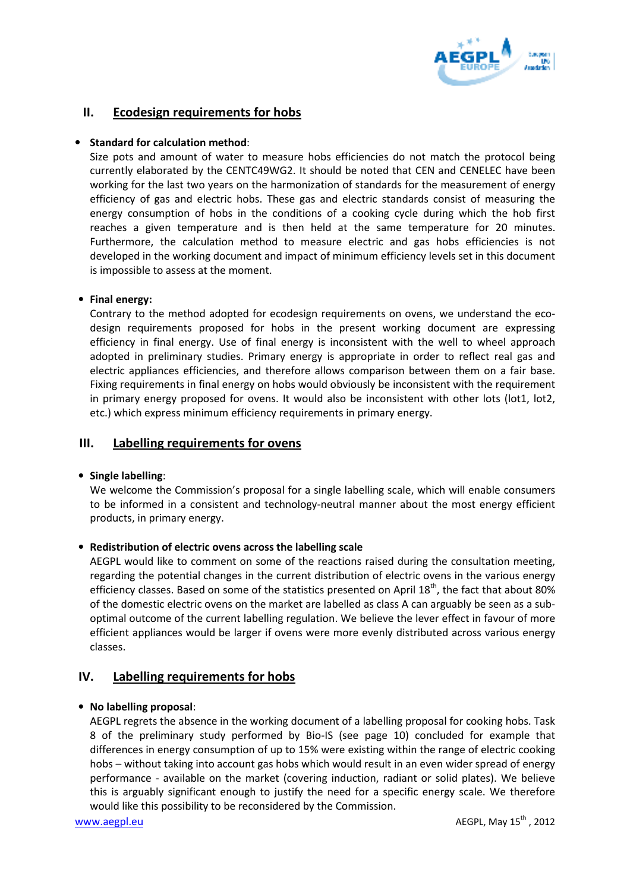## II. Ecodesign requirements for hobs

- **Standard for calculation method**:
  Size pots and amount of water to measure hobs efficiencies do not match the protocol being currently elaborated by the CENTC49WG2. It should be noted that CEN and CENELEC have been working for the last two years on the harmonization of standards for the measurement of energy efficiency of gas and electric hobs. These gas and electric standards consist of measuring the energy consumption of hobs in the conditions of a cooking cycle during which the hob first reaches a given temperature and is then held at the same temperature for 20 minutes. Furthermore, the calculation method to measure electric and gas hobs efficiencies is not developed in the working document and impact of minimum efficiency levels set in this document is impossible to assess at the moment.

- **Final energy:**
  Contrary to the method adopted for ecodesign requirements on ovens, we understand the eco-design requirements proposed for hobs in the present working document are expressing efficiency in final energy. Use of final energy is inconsistent with the well to wheel approach adopted in preliminary studies. Primary energy is appropriate in order to reflect real gas and electric appliances efficiencies, and therefore allows comparison between them on a fair base. Fixing requirements in final energy on hobs would obviously be inconsistent with the requirement in primary energy proposed for ovens. It would also be inconsistent with other lots (lot1, lot2, etc.) which express minimum efficiency requirements in primary energy.

## III. Labelling requirements for ovens

- **Single labelling**:
  We welcome the Commission's proposal for a single labelling scale, which will enable consumers to be informed in a consistent and technology-neutral manner about the most energy efficient products, in primary energy.

- **Redistribution of electric ovens across the labelling scale**
  AEGPL would like to comment on some of the reactions raised during the consultation meeting, regarding the potential changes in the current distribution of electric ovens in the various energy efficiency classes. Based on some of the statistics presented on April 18th, the fact that about 80% of the domestic electric ovens on the market are labelled as class A can arguably be seen as a sub-optimal outcome of the current labelling regulation. We believe the lever effect in favour of more efficient appliances would be larger if ovens were more evenly distributed across various energy classes.

## IV. Labelling requirements for hobs

- **No labelling proposal**:
  AEGPL regrets the absence in the working document of a labelling proposal for cooking hobs. Task 8 of the preliminary study performed by Bio-IS (see page 10) concluded for example that differences in energy consumption of up to 15% were existing within the range of electric cooking hobs – without taking into account gas hobs which would result in an even wider spread of energy performance - available on the market (covering induction, radiant or solid plates). We believe this is arguably significant enough to justify the need for a specific energy scale. We therefore would like this possibility to be reconsidered by the Commission.

www.aegpl.eu AEGPL, May 15th, 2012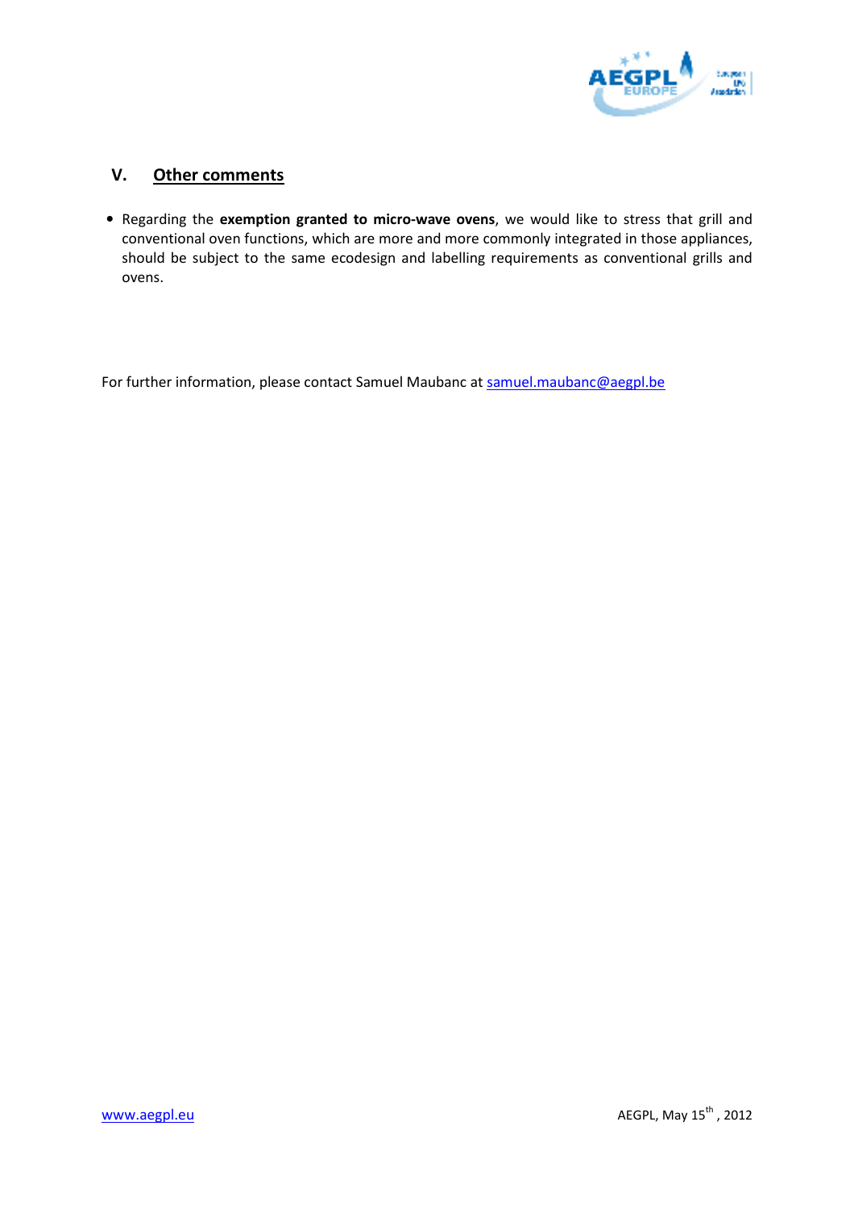## V. Other comments

- Regarding the **exemption granted to micro-wave ovens**, we would like to stress that grill and conventional oven functions, which are more and more commonly integrated in those appliances, should be subject to the same ecodesign and labelling requirements as conventional grills and ovens.

For further information, please contact Samuel Maubanc at samuel.maubanc@aegpl.be